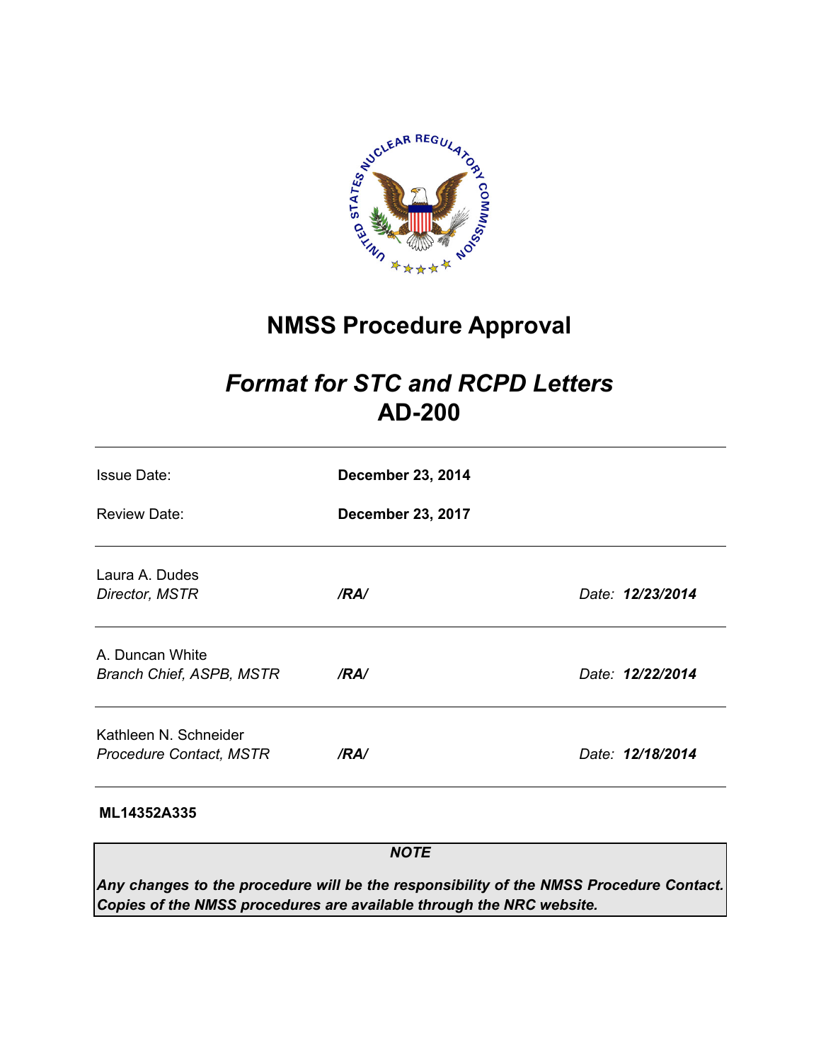# NMSS Procedure Approval

## *Format for STC and RCPD Letters*
## AD-200

| | | |
|---|---|---|
| Issue Date: | **December 23, 2014** | |
| Review Date: | **December 23, 2017** | |
| Laura A. Dudes<br>*Director, MSTR* | ***/RA/*** | *Date:* ***12/23/2014*** |
| A. Duncan White<br>*Branch Chief, ASPB, MSTR* | ***/RA/*** | *Date:* ***12/22/2014*** |
| Kathleen N. Schneider<br>*Procedure Contact, MSTR* | ***/RA/*** | *Date:* ***12/18/2014*** |

**ML14352A335**

> ***NOTE***
>
> ***Any changes to the procedure will be the responsibility of the NMSS Procedure Contact. Copies of the NMSS procedures are available through the NRC website.***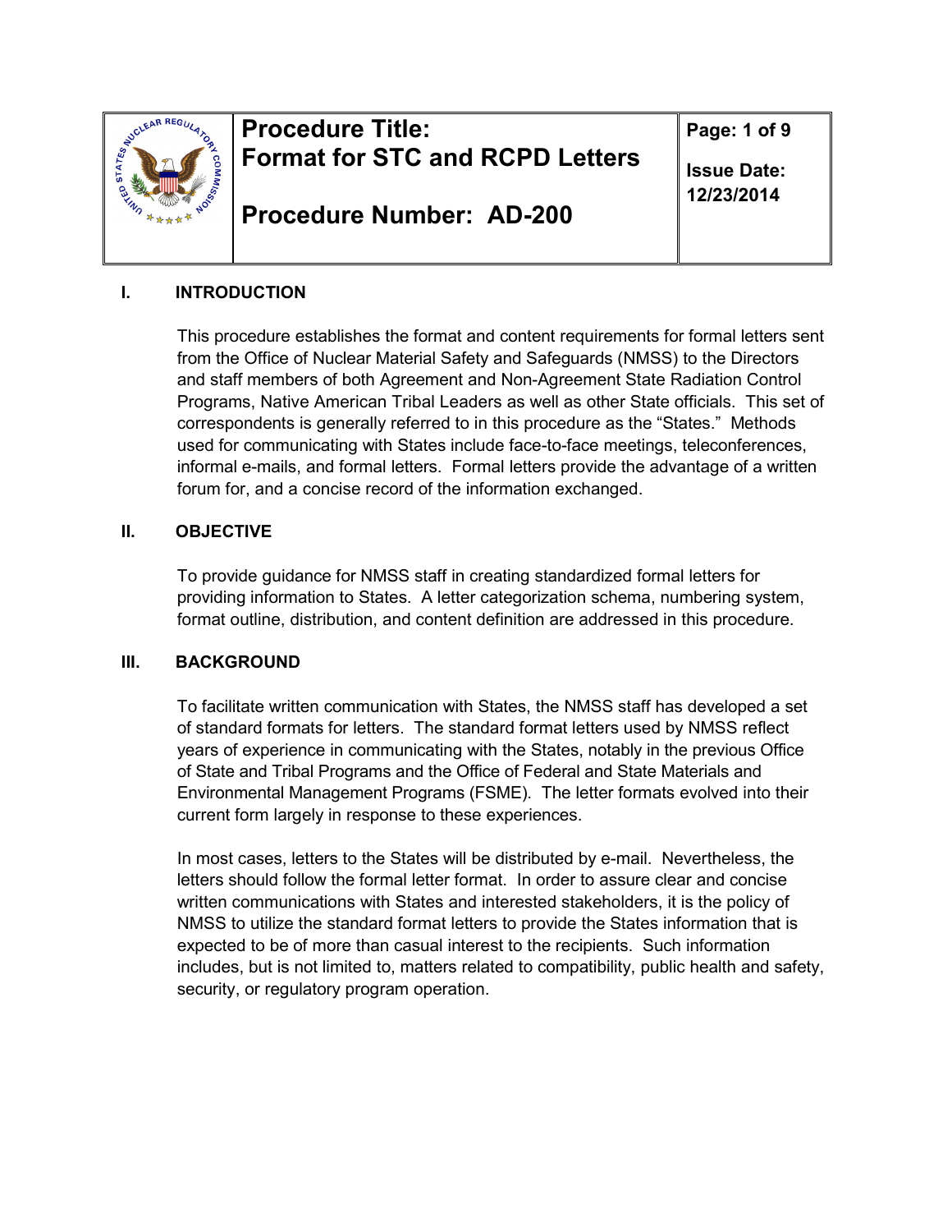| | Procedure Title: Format for STC and RCPD Letters<br><br>Procedure Number: AD-200 | Issue Date: 12/23/2014 |
|---|---|---|

## I. INTRODUCTION

This procedure establishes the format and content requirements for formal letters sent from the Office of Nuclear Material Safety and Safeguards (NMSS) to the Directors and staff members of both Agreement and Non-Agreement State Radiation Control Programs, Native American Tribal Leaders as well as other State officials. This set of correspondents is generally referred to in this procedure as the "States." Methods used for communicating with States include face-to-face meetings, teleconferences, informal e-mails, and formal letters. Formal letters provide the advantage of a written forum for, and a concise record of the information exchanged.

## II. OBJECTIVE

To provide guidance for NMSS staff in creating standardized formal letters for providing information to States. A letter categorization schema, numbering system, format outline, distribution, and content definition are addressed in this procedure.

## III. BACKGROUND

To facilitate written communication with States, the NMSS staff has developed a set of standard formats for letters. The standard format letters used by NMSS reflect years of experience in communicating with the States, notably in the previous Office of State and Tribal Programs and the Office of Federal and State Materials and Environmental Management Programs (FSME). The letter formats evolved into their current form largely in response to these experiences.

In most cases, letters to the States will be distributed by e-mail. Nevertheless, the letters should follow the formal letter format. In order to assure clear and concise written communications with States and interested stakeholders, it is the policy of NMSS to utilize the standard format letters to provide the States information that is expected to be of more than casual interest to the recipients. Such information includes, but is not limited to, matters related to compatibility, public health and safety, security, or regulatory program operation.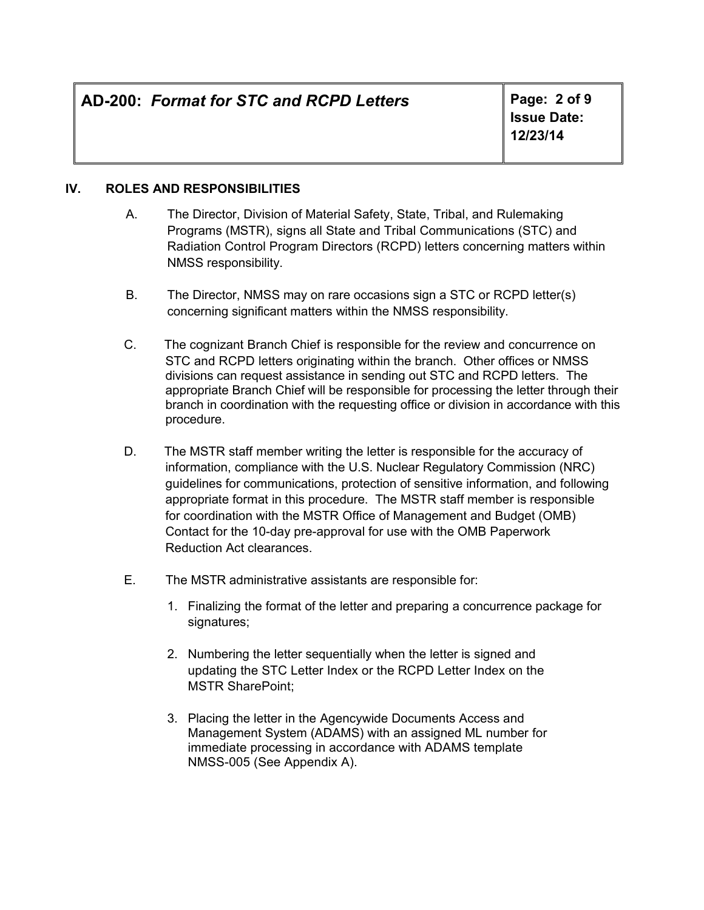## IV. ROLES AND RESPONSIBILITIES

A. The Director, Division of Material Safety, State, Tribal, and Rulemaking Programs (MSTR), signs all State and Tribal Communications (STC) and Radiation Control Program Directors (RCPD) letters concerning matters within NMSS responsibility.

B. The Director, NMSS may on rare occasions sign a STC or RCPD letter(s) concerning significant matters within the NMSS responsibility.

C. The cognizant Branch Chief is responsible for the review and concurrence on STC and RCPD letters originating within the branch. Other offices or NMSS divisions can request assistance in sending out STC and RCPD letters. The appropriate Branch Chief will be responsible for processing the letter through their branch in coordination with the requesting office or division in accordance with this procedure.

D. The MSTR staff member writing the letter is responsible for the accuracy of information, compliance with the U.S. Nuclear Regulatory Commission (NRC) guidelines for communications, protection of sensitive information, and following appropriate format in this procedure. The MSTR staff member is responsible for coordination with the MSTR Office of Management and Budget (OMB) Contact for the 10-day pre-approval for use with the OMB Paperwork Reduction Act clearances.

E. The MSTR administrative assistants are responsible for:

1. Finalizing the format of the letter and preparing a concurrence package for signatures;

2. Numbering the letter sequentially when the letter is signed and updating the STC Letter Index or the RCPD Letter Index on the MSTR SharePoint;

3. Placing the letter in the Agencywide Documents Access and Management System (ADAMS) with an assigned ML number for immediate processing in accordance with ADAMS template NMSS-005 (See Appendix A).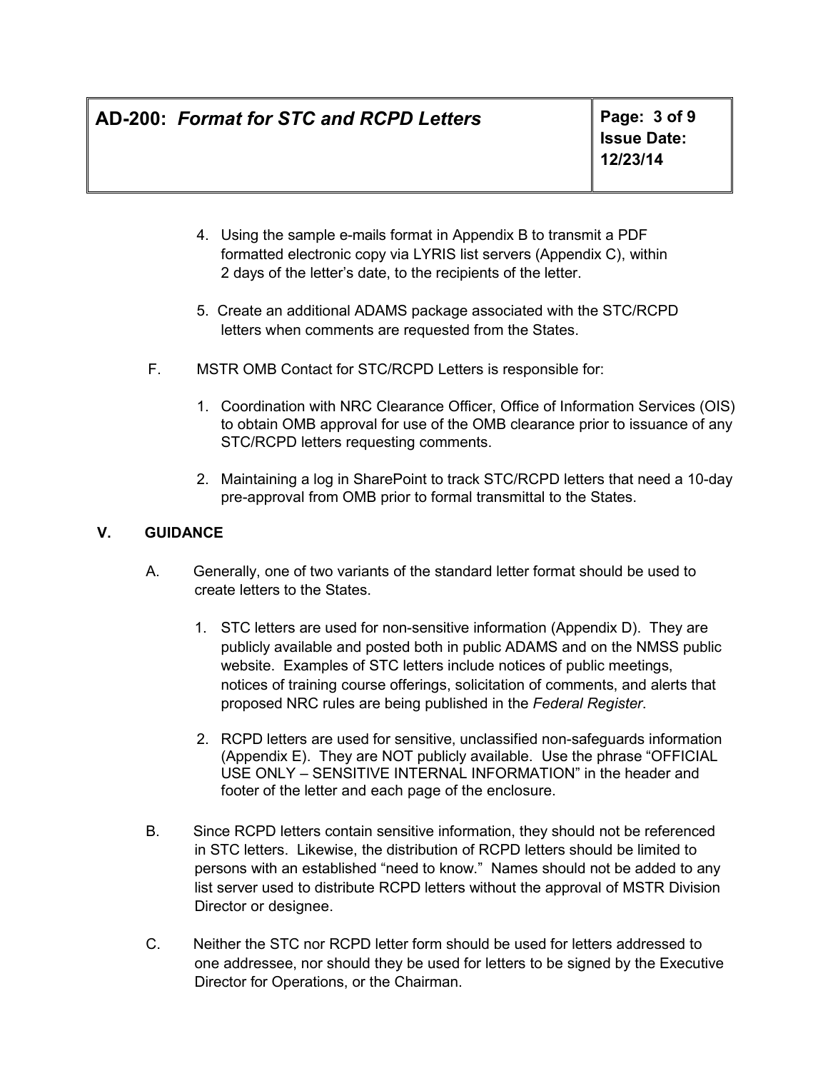4. Using the sample e-mails format in Appendix B to transmit a PDF formatted electronic copy via LYRIS list servers (Appendix C), within 2 days of the letter's date, to the recipients of the letter.

5. Create an additional ADAMS package associated with the STC/RCPD letters when comments are requested from the States.

F. MSTR OMB Contact for STC/RCPD Letters is responsible for:

1. Coordination with NRC Clearance Officer, Office of Information Services (OIS) to obtain OMB approval for use of the OMB clearance prior to issuance of any STC/RCPD letters requesting comments.

2. Maintaining a log in SharePoint to track STC/RCPD letters that need a 10-day pre-approval from OMB prior to formal transmittal to the States.

## V. GUIDANCE

A. Generally, one of two variants of the standard letter format should be used to create letters to the States.

1. STC letters are used for non-sensitive information (Appendix D). They are publicly available and posted both in public ADAMS and on the NMSS public website. Examples of STC letters include notices of public meetings, notices of training course offerings, solicitation of comments, and alerts that proposed NRC rules are being published in the *Federal Register*.

2. RCPD letters are used for sensitive, unclassified non-safeguards information (Appendix E). They are NOT publicly available. Use the phrase "OFFICIAL USE ONLY – SENSITIVE INTERNAL INFORMATION" in the header and footer of the letter and each page of the enclosure.

B. Since RCPD letters contain sensitive information, they should not be referenced in STC letters. Likewise, the distribution of RCPD letters should be limited to persons with an established "need to know." Names should not be added to any list server used to distribute RCPD letters without the approval of MSTR Division Director or designee.

C. Neither the STC nor RCPD letter form should be used for letters addressed to one addressee, nor should they be used for letters to be signed by the Executive Director for Operations, or the Chairman.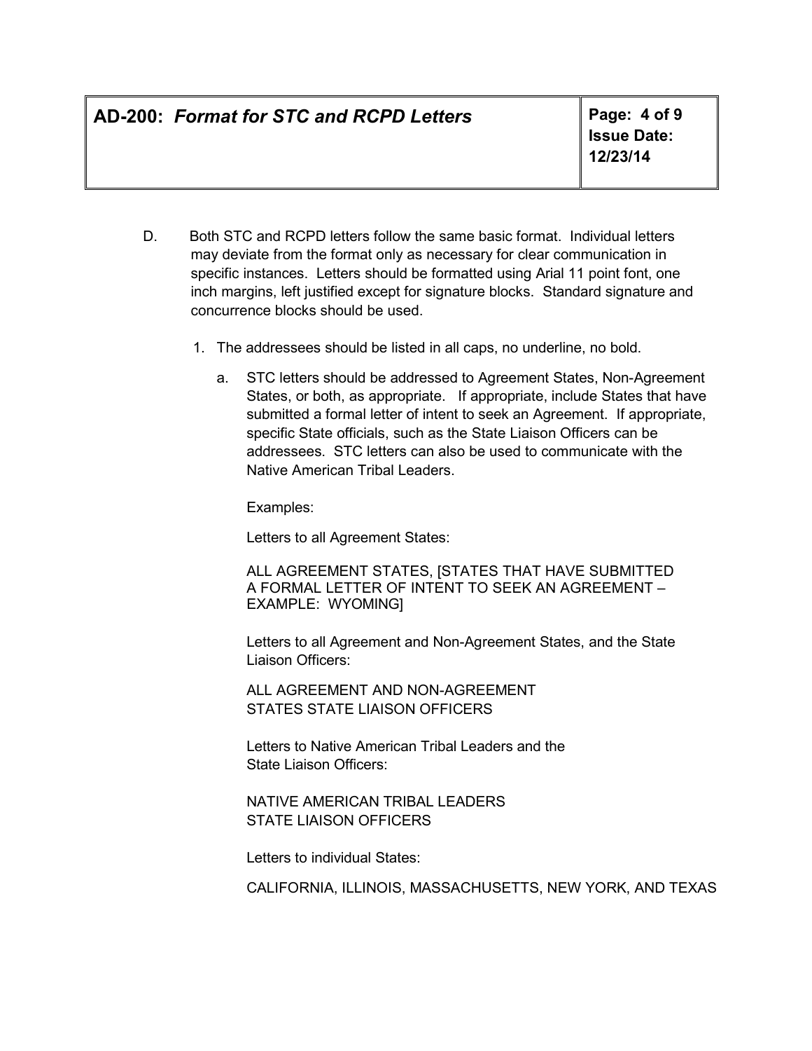D. Both STC and RCPD letters follow the same basic format. Individual letters may deviate from the format only as necessary for clear communication in specific instances. Letters should be formatted using Arial 11 point font, one inch margins, left justified except for signature blocks. Standard signature and concurrence blocks should be used.

1. The addressees should be listed in all caps, no underline, no bold.

   a. STC letters should be addressed to Agreement States, Non-Agreement States, or both, as appropriate. If appropriate, include States that have submitted a formal letter of intent to seek an Agreement. If appropriate, specific State officials, such as the State Liaison Officers can be addressees. STC letters can also be used to communicate with the Native American Tribal Leaders.

      Examples:

      Letters to all Agreement States:

      ALL AGREEMENT STATES, [STATES THAT HAVE SUBMITTED A FORMAL LETTER OF INTENT TO SEEK AN AGREEMENT – EXAMPLE: WYOMING]

      Letters to all Agreement and Non-Agreement States, and the State Liaison Officers:

      ALL AGREEMENT AND NON-AGREEMENT
      STATES STATE LIAISON OFFICERS

      Letters to Native American Tribal Leaders and the State Liaison Officers:

      NATIVE AMERICAN TRIBAL LEADERS
      STATE LIAISON OFFICERS

      Letters to individual States:

      CALIFORNIA, ILLINOIS, MASSACHUSETTS, NEW YORK, AND TEXAS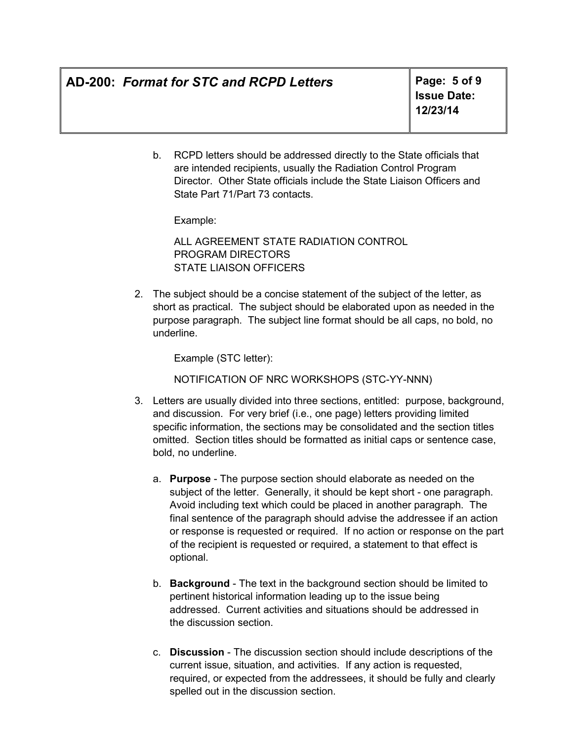b. RCPD letters should be addressed directly to the State officials that are intended recipients, usually the Radiation Control Program Director. Other State officials include the State Liaison Officers and State Part 71/Part 73 contacts.

   Example:

   ALL AGREEMENT STATE RADIATION CONTROL
   PROGRAM DIRECTORS
   STATE LIAISON OFFICERS

2. The subject should be a concise statement of the subject of the letter, as short as practical. The subject should be elaborated upon as needed in the purpose paragraph. The subject line format should be all caps, no bold, no underline.

   Example (STC letter):

   NOTIFICATION OF NRC WORKSHOPS (STC-YY-NNN)

3. Letters are usually divided into three sections, entitled: purpose, background, and discussion. For very brief (i.e., one page) letters providing limited specific information, the sections may be consolidated and the section titles omitted. Section titles should be formatted as initial caps or sentence case, bold, no underline.

   a. **Purpose** - The purpose section should elaborate as needed on the subject of the letter. Generally, it should be kept short - one paragraph. Avoid including text which could be placed in another paragraph. The final sentence of the paragraph should advise the addressee if an action or response is requested or required. If no action or response on the part of the recipient is requested or required, a statement to that effect is optional.

   b. **Background** - The text in the background section should be limited to pertinent historical information leading up to the issue being addressed. Current activities and situations should be addressed in the discussion section.

   c. **Discussion** - The discussion section should include descriptions of the current issue, situation, and activities. If any action is requested, required, or expected from the addressees, it should be fully and clearly spelled out in the discussion section.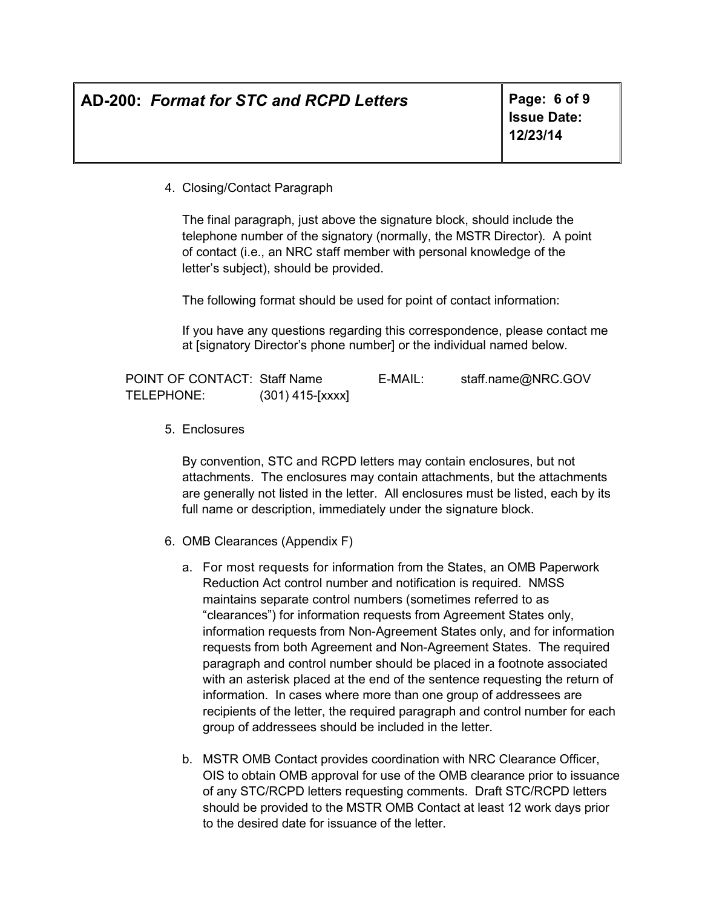4. Closing/Contact Paragraph

   The final paragraph, just above the signature block, should include the telephone number of the signatory (normally, the MSTR Director). A point of contact (i.e., an NRC staff member with personal knowledge of the letter's subject), should be provided.

   The following format should be used for point of contact information:

   If you have any questions regarding this correspondence, please contact me at [signatory Director's phone number] or the individual named below.

| POINT OF CONTACT: | Staff Name | E-MAIL: | staff.name@NRC.GOV |
|---|---|---|---|
| TELEPHONE: | (301) 415-[xxxx] | | |

5. Enclosures

   By convention, STC and RCPD letters may contain enclosures, but not attachments. The enclosures may contain attachments, but the attachments are generally not listed in the letter. All enclosures must be listed, each by its full name or description, immediately under the signature block.

6. OMB Clearances (Appendix F)

   a. For most requests for information from the States, an OMB Paperwork Reduction Act control number and notification is required. NMSS maintains separate control numbers (sometimes referred to as "clearances") for information requests from Agreement States only, information requests from Non-Agreement States only, and for information requests from both Agreement and Non-Agreement States. The required paragraph and control number should be placed in a footnote associated with an asterisk placed at the end of the sentence requesting the return of information. In cases where more than one group of addressees are recipients of the letter, the required paragraph and control number for each group of addressees should be included in the letter.

   b. MSTR OMB Contact provides coordination with NRC Clearance Officer, OIS to obtain OMB approval for use of the OMB clearance prior to issuance of any STC/RCPD letters requesting comments. Draft STC/RCPD letters should be provided to the MSTR OMB Contact at least 12 work days prior to the desired date for issuance of the letter.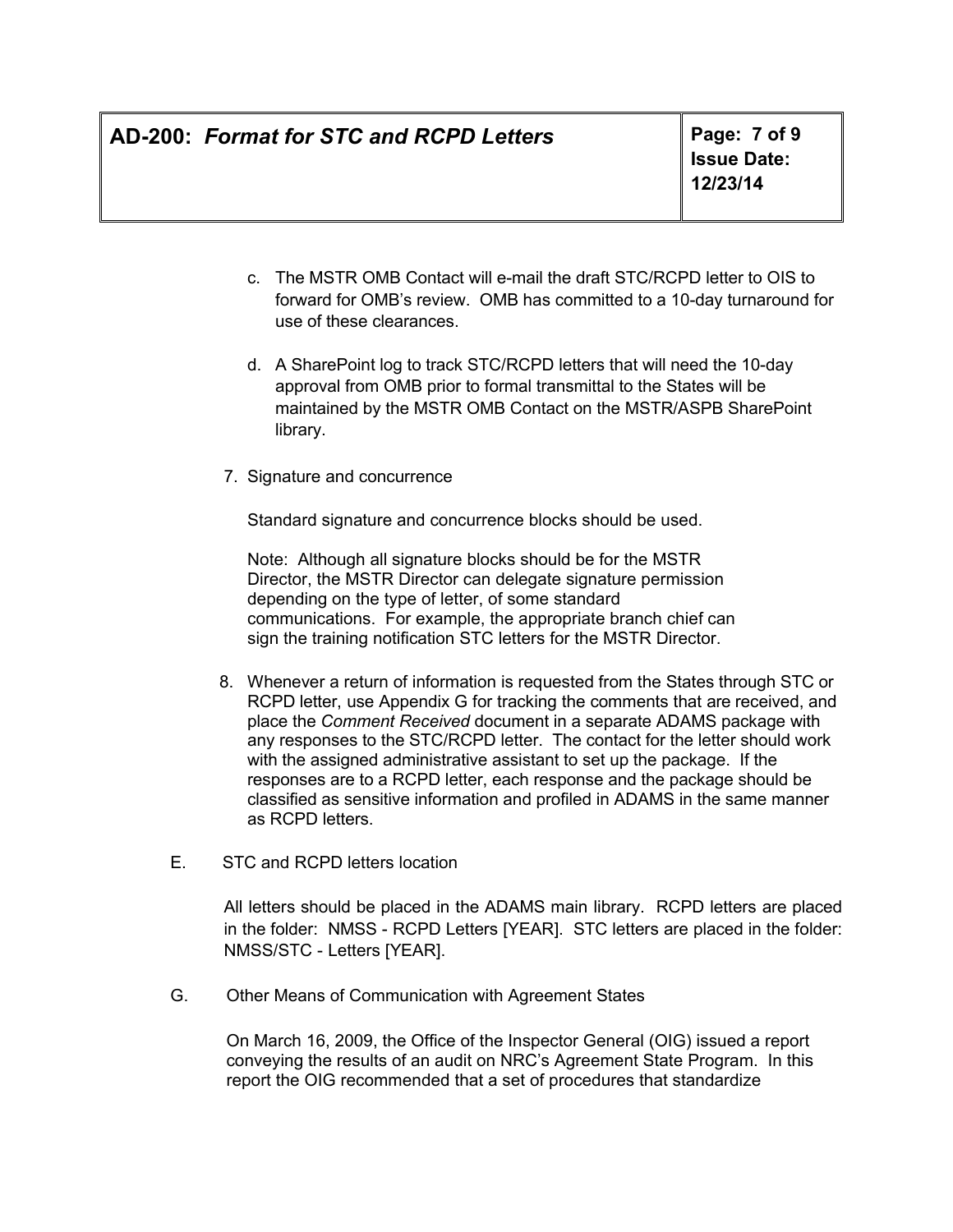c. The MSTR OMB Contact will e-mail the draft STC/RCPD letter to OIS to forward for OMB's review. OMB has committed to a 10-day turnaround for use of these clearances.

d. A SharePoint log to track STC/RCPD letters that will need the 10-day approval from OMB prior to formal transmittal to the States will be maintained by the MSTR OMB Contact on the MSTR/ASPB SharePoint library.

7. Signature and concurrence

   Standard signature and concurrence blocks should be used.

   Note: Although all signature blocks should be for the MSTR Director, the MSTR Director can delegate signature permission depending on the type of letter, of some standard communications. For example, the appropriate branch chief can sign the training notification STC letters for the MSTR Director.

8. Whenever a return of information is requested from the States through STC or RCPD letter, use Appendix G for tracking the comments that are received, and place the *Comment Received* document in a separate ADAMS package with any responses to the STC/RCPD letter. The contact for the letter should work with the assigned administrative assistant to set up the package. If the responses are to a RCPD letter, each response and the package should be classified as sensitive information and profiled in ADAMS in the same manner as RCPD letters.

E. STC and RCPD letters location

All letters should be placed in the ADAMS main library. RCPD letters are placed in the folder: NMSS - RCPD Letters [YEAR]. STC letters are placed in the folder: NMSS/STC - Letters [YEAR].

G. Other Means of Communication with Agreement States

On March 16, 2009, the Office of the Inspector General (OIG) issued a report conveying the results of an audit on NRC's Agreement State Program. In this report the OIG recommended that a set of procedures that standardize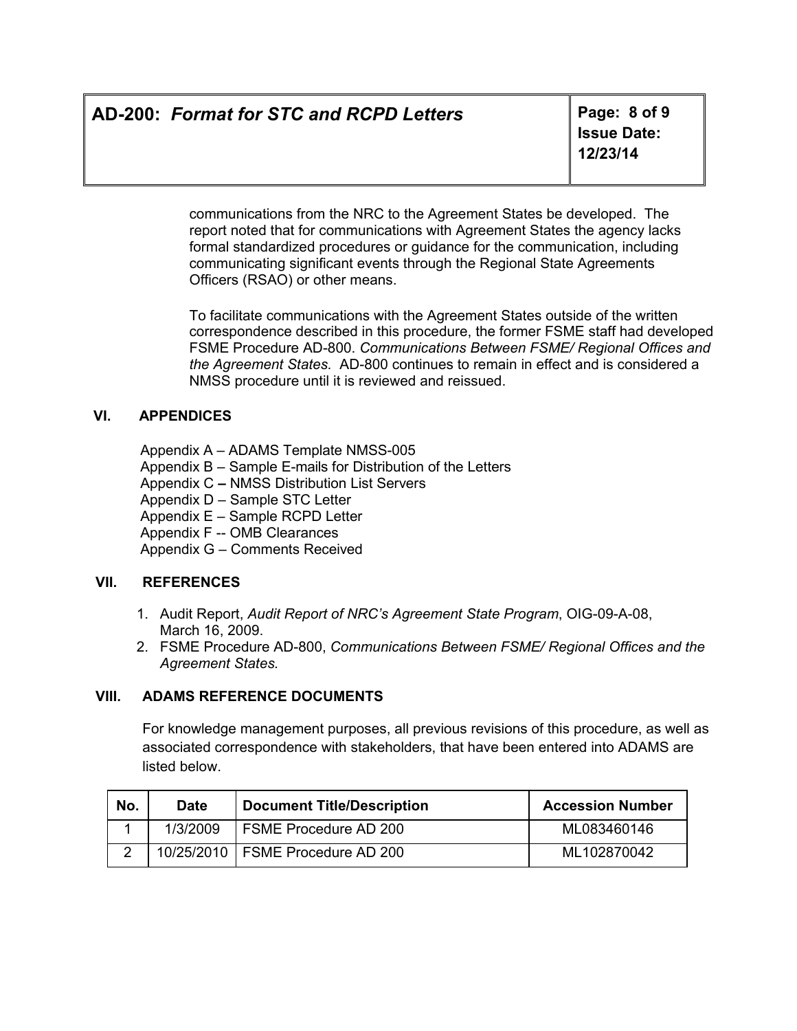communications from the NRC to the Agreement States be developed. The report noted that for communications with Agreement States the agency lacks formal standardized procedures or guidance for the communication, including communicating significant events through the Regional State Agreements Officers (RSAO) or other means.

To facilitate communications with the Agreement States outside of the written correspondence described in this procedure, the former FSME staff had developed FSME Procedure AD-800. *Communications Between FSME/ Regional Offices and the Agreement States.* AD-800 continues to remain in effect and is considered a NMSS procedure until it is reviewed and reissued.

## VI. APPENDICES

Appendix A – ADAMS Template NMSS-005
Appendix B – Sample E-mails for Distribution of the Letters
Appendix C – NMSS Distribution List Servers
Appendix D – Sample STC Letter
Appendix E – Sample RCPD Letter
Appendix F -- OMB Clearances
Appendix G – Comments Received

## VII. REFERENCES

1. Audit Report, *Audit Report of NRC's Agreement State Program*, OIG-09-A-08, March 16, 2009.
2. FSME Procedure AD-800, *Communications Between FSME/ Regional Offices and the Agreement States.*

## VIII. ADAMS REFERENCE DOCUMENTS

For knowledge management purposes, all previous revisions of this procedure, as well as associated correspondence with stakeholders, that have been entered into ADAMS are listed below.

| No. | Date | Document Title/Description | Accession Number |
|---|---|---|---|
| 1 | 1/3/2009 | FSME Procedure AD 200 | ML083460146 |
| 2 | 10/25/2010 | FSME Procedure AD 200 | ML102870042 |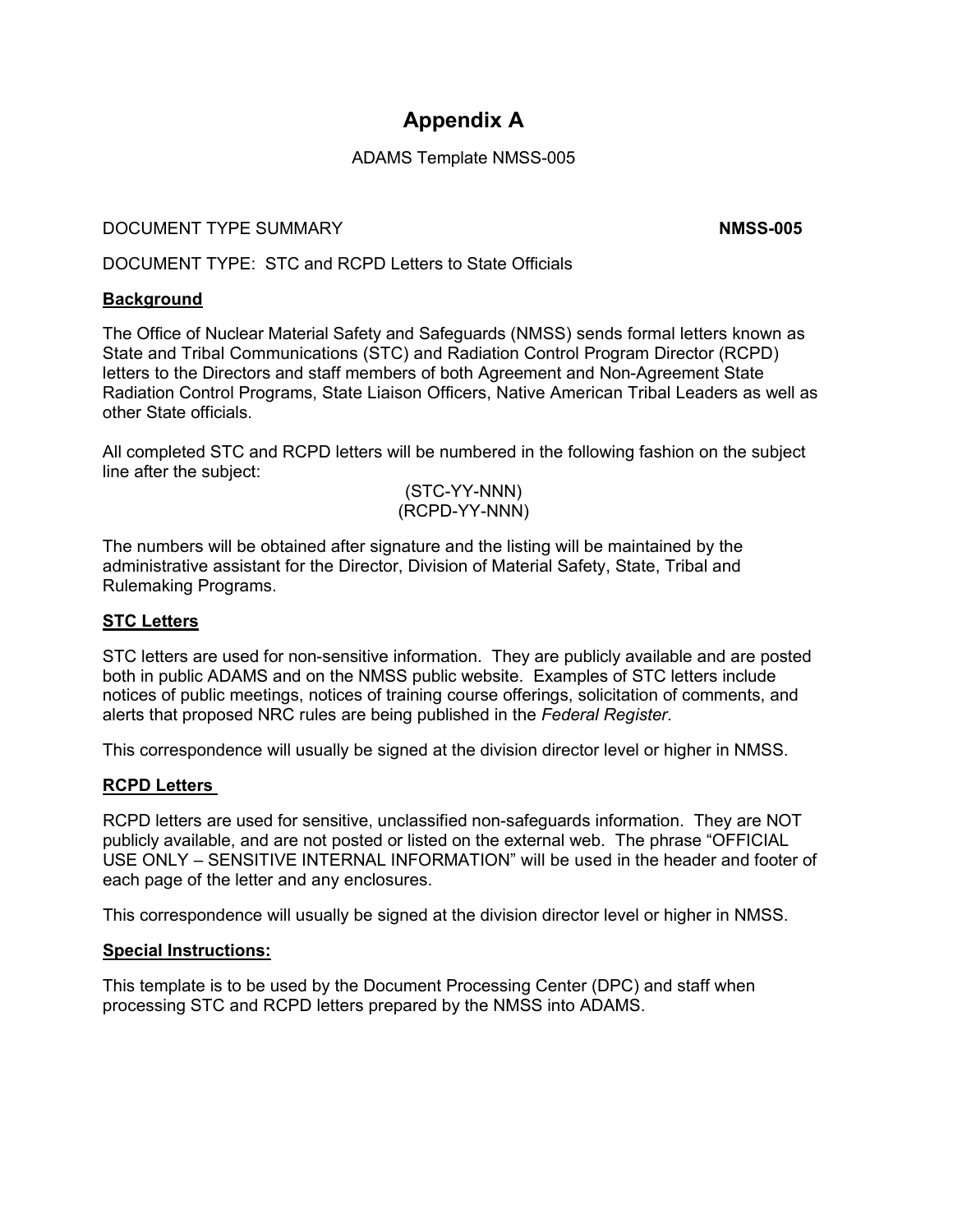# Appendix A

ADAMS Template NMSS-005

DOCUMENT TYPE SUMMARY **NMSS-005**

DOCUMENT TYPE: STC and RCPD Letters to State Officials

**Background**

The Office of Nuclear Material Safety and Safeguards (NMSS) sends formal letters known as State and Tribal Communications (STC) and Radiation Control Program Director (RCPD) letters to the Directors and staff members of both Agreement and Non-Agreement State Radiation Control Programs, State Liaison Officers, Native American Tribal Leaders as well as other State officials.

All completed STC and RCPD letters will be numbered in the following fashion on the subject line after the subject:

(STC-YY-NNN)
(RCPD-YY-NNN)

The numbers will be obtained after signature and the listing will be maintained by the administrative assistant for the Director, Division of Material Safety, State, Tribal and Rulemaking Programs.

**STC Letters**

STC letters are used for non-sensitive information. They are publicly available and are posted both in public ADAMS and on the NMSS public website. Examples of STC letters include notices of public meetings, notices of training course offerings, solicitation of comments, and alerts that proposed NRC rules are being published in the *Federal Register*.

This correspondence will usually be signed at the division director level or higher in NMSS.

**RCPD Letters**

RCPD letters are used for sensitive, unclassified non-safeguards information. They are NOT publicly available, and are not posted or listed on the external web. The phrase "OFFICIAL USE ONLY – SENSITIVE INTERNAL INFORMATION" will be used in the header and footer of each page of the letter and any enclosures.

This correspondence will usually be signed at the division director level or higher in NMSS.

**Special Instructions:**

This template is to be used by the Document Processing Center (DPC) and staff when processing STC and RCPD letters prepared by the NMSS into ADAMS.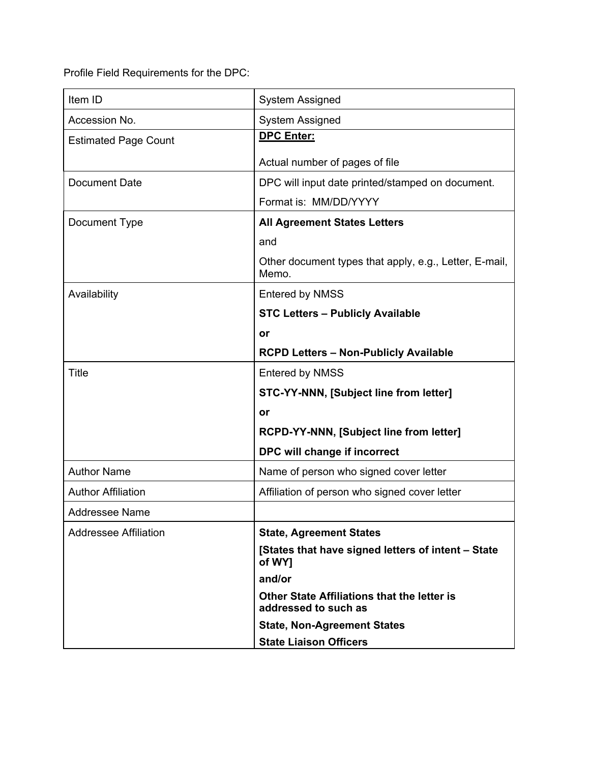Profile Field Requirements for the DPC:

| Item ID | System Assigned |
|---|---|
| Accession No. | System Assigned |
| Estimated Page Count | **DPC Enter:**<br><br>Actual number of pages of file |
| Document Date | DPC will input date printed/stamped on document.<br>Format is: MM/DD/YYYY |
| Document Type | **All Agreement States Letters**<br>and<br>Other document types that apply, e.g., Letter, E-mail, Memo. |
| Availability | Entered by NMSS<br>**STC Letters – Publicly Available**<br>**or**<br>**RCPD Letters – Non-Publicly Available** |
| Title | Entered by NMSS<br>**STC-YY-NNN, [Subject line from letter]**<br>**or**<br>**RCPD-YY-NNN, [Subject line from letter]**<br>**DPC will change if incorrect** |
| Author Name | Name of person who signed cover letter |
| Author Affiliation | Affiliation of person who signed cover letter |
| Addressee Name | |
| Addressee Affiliation | **State, Agreement States**<br>**[States that have signed letters of intent – State of WY]**<br>**and/or**<br>**Other State Affiliations that the letter is addressed to such as**<br>**State, Non-Agreement States**<br>**State Liaison Officers** |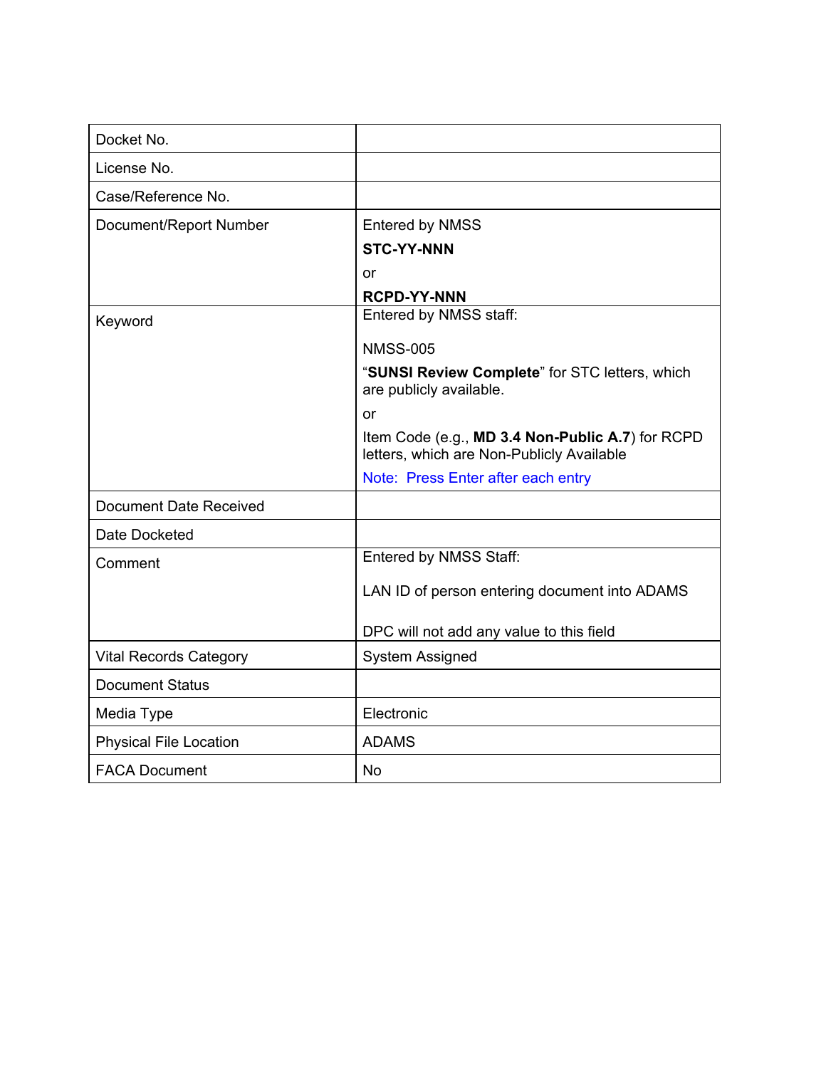| | |
|---|---|
| Docket No. | |
| License No. | |
| Case/Reference No. | |
| Document/Report Number | Entered by NMSS<br>**STC-YY-NNN**<br>or<br>**RCPD-YY-NNN** |
| Keyword | Entered by NMSS staff:<br><br>NMSS-005<br>"**SUNSI Review Complete**" for STC letters, which are publicly available.<br>or<br>Item Code (e.g., **MD 3.4 Non-Public A.7**) for RCPD letters, which are Non-Publicly Available<br>Note: Press Enter after each entry |
| Document Date Received | |
| Date Docketed | |
| Comment | Entered by NMSS Staff:<br><br>LAN ID of person entering document into ADAMS<br><br>DPC will not add any value to this field |
| Vital Records Category | System Assigned |
| Document Status | |
| Media Type | Electronic |
| Physical File Location | ADAMS |
| FACA Document | No |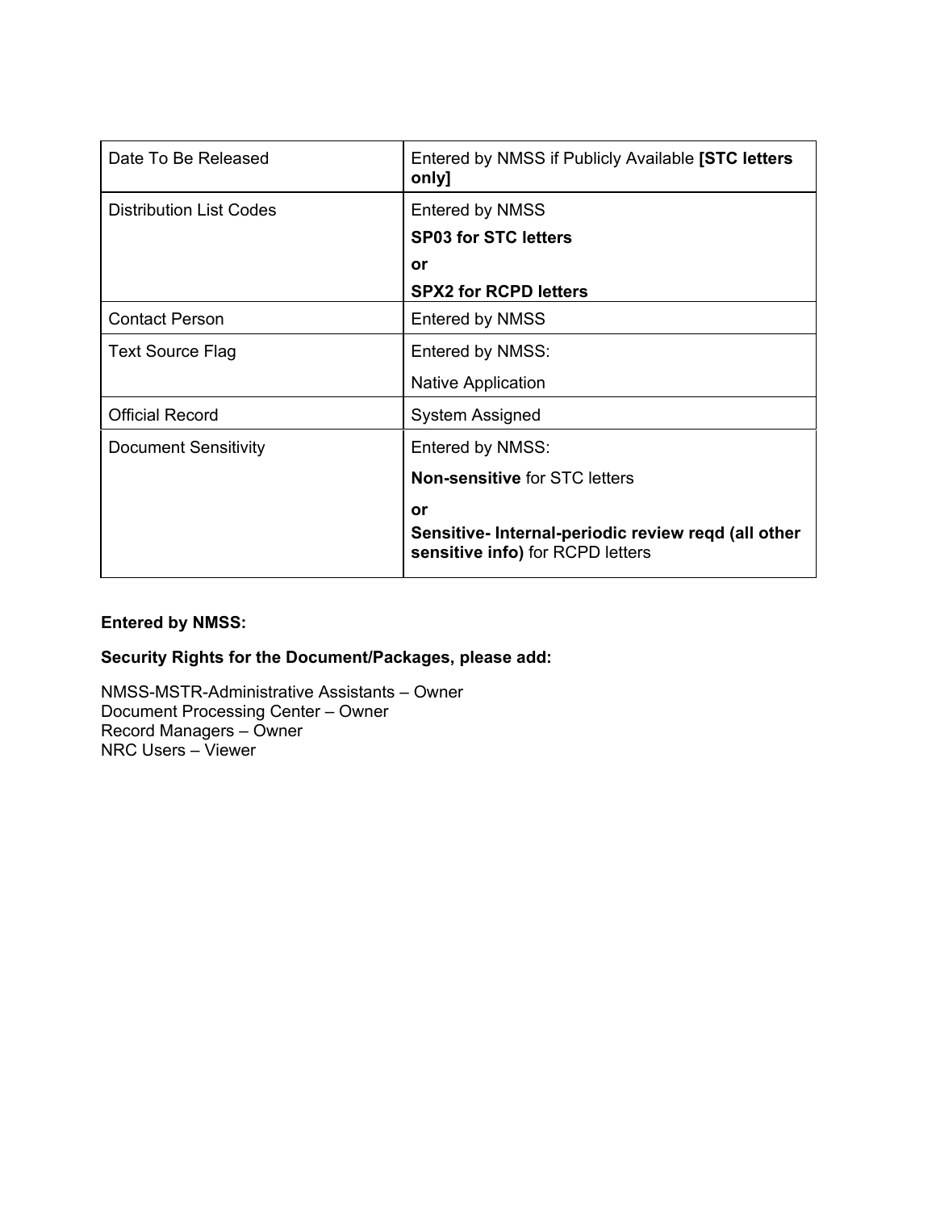| | |
|---|---|
| Date To Be Released | Entered by NMSS if Publicly Available **[STC letters only]** |
| Distribution List Codes | Entered by NMSS<br>**SP03 for STC letters**<br>**or**<br>**SPX2 for RCPD letters** |
| Contact Person | Entered by NMSS |
| Text Source Flag | Entered by NMSS:<br>Native Application |
| Official Record | System Assigned |
| Document Sensitivity | Entered by NMSS:<br>**Non-sensitive** for STC letters<br>**or**<br>**Sensitive- Internal-periodic review reqd (all other sensitive info)** for RCPD letters |

**Entered by NMSS:**

**Security Rights for the Document/Packages, please add:**

NMSS-MSTR-Administrative Assistants – Owner
Document Processing Center – Owner
Record Managers – Owner
NRC Users – Viewer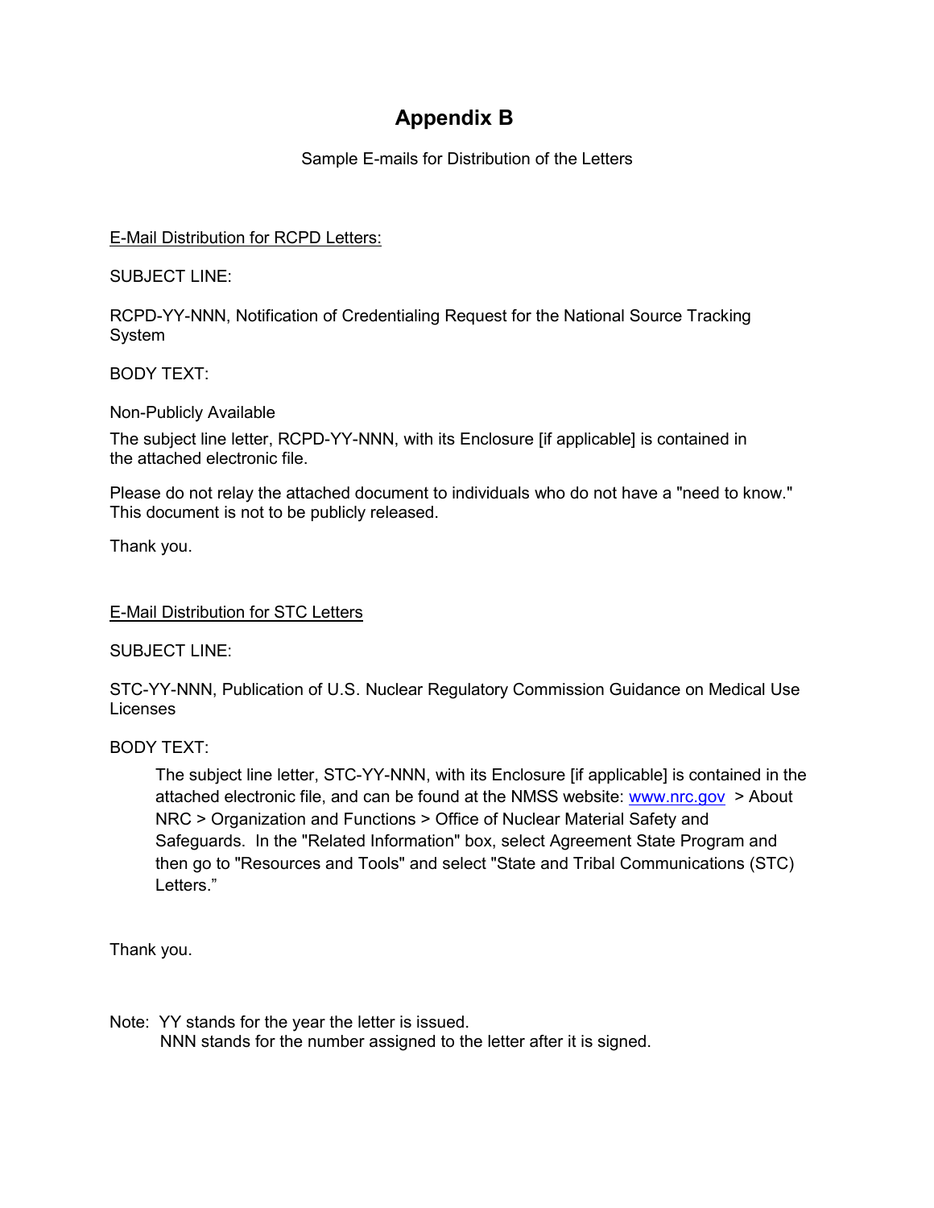# Appendix B

Sample E-mails for Distribution of the Letters

<u>E-Mail Distribution for RCPD Letters:</u>

SUBJECT LINE:

RCPD-YY-NNN, Notification of Credentialing Request for the National Source Tracking System

BODY TEXT:

Non-Publicly Available

The subject line letter, RCPD-YY-NNN, with its Enclosure [if applicable] is contained in the attached electronic file.

Please do not relay the attached document to individuals who do not have a "need to know." This document is not to be publicly released.

Thank you.

<u>E-Mail Distribution for STC Letters</u>

SUBJECT LINE:

STC-YY-NNN, Publication of U.S. Nuclear Regulatory Commission Guidance on Medical Use Licenses

BODY TEXT:

> The subject line letter, STC-YY-NNN, with its Enclosure [if applicable] is contained in the attached electronic file, and can be found at the NMSS website: www.nrc.gov > About NRC > Organization and Functions > Office of Nuclear Material Safety and Safeguards. In the "Related Information" box, select Agreement State Program and then go to "Resources and Tools" and select "State and Tribal Communications (STC) Letters."

Thank you.

Note: YY stands for the year the letter is issued.
NNN stands for the number assigned to the letter after it is signed.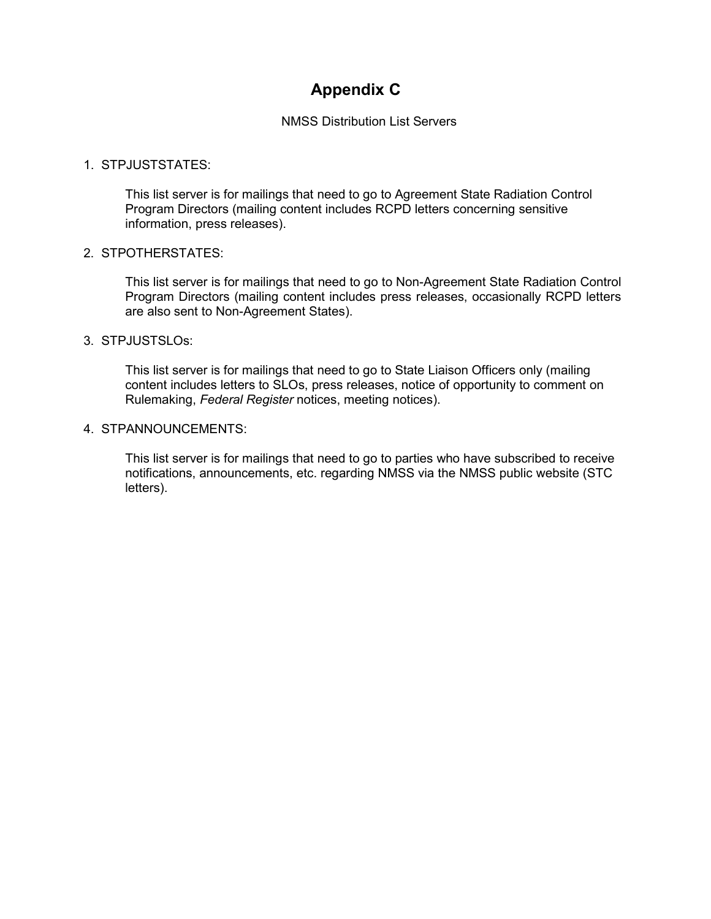# Appendix C

NMSS Distribution List Servers

1. STPJUSTSTATES:

   This list server is for mailings that need to go to Agreement State Radiation Control Program Directors (mailing content includes RCPD letters concerning sensitive information, press releases).

2. STPOTHERSTATES:

   This list server is for mailings that need to go to Non-Agreement State Radiation Control Program Directors (mailing content includes press releases, occasionally RCPD letters are also sent to Non-Agreement States).

3. STPJUSTSLOs:

   This list server is for mailings that need to go to State Liaison Officers only (mailing content includes letters to SLOs, press releases, notice of opportunity to comment on Rulemaking, *Federal Register* notices, meeting notices).

4. STPANNOUNCEMENTS:

   This list server is for mailings that need to go to parties who have subscribed to receive notifications, announcements, etc. regarding NMSS via the NMSS public website (STC letters).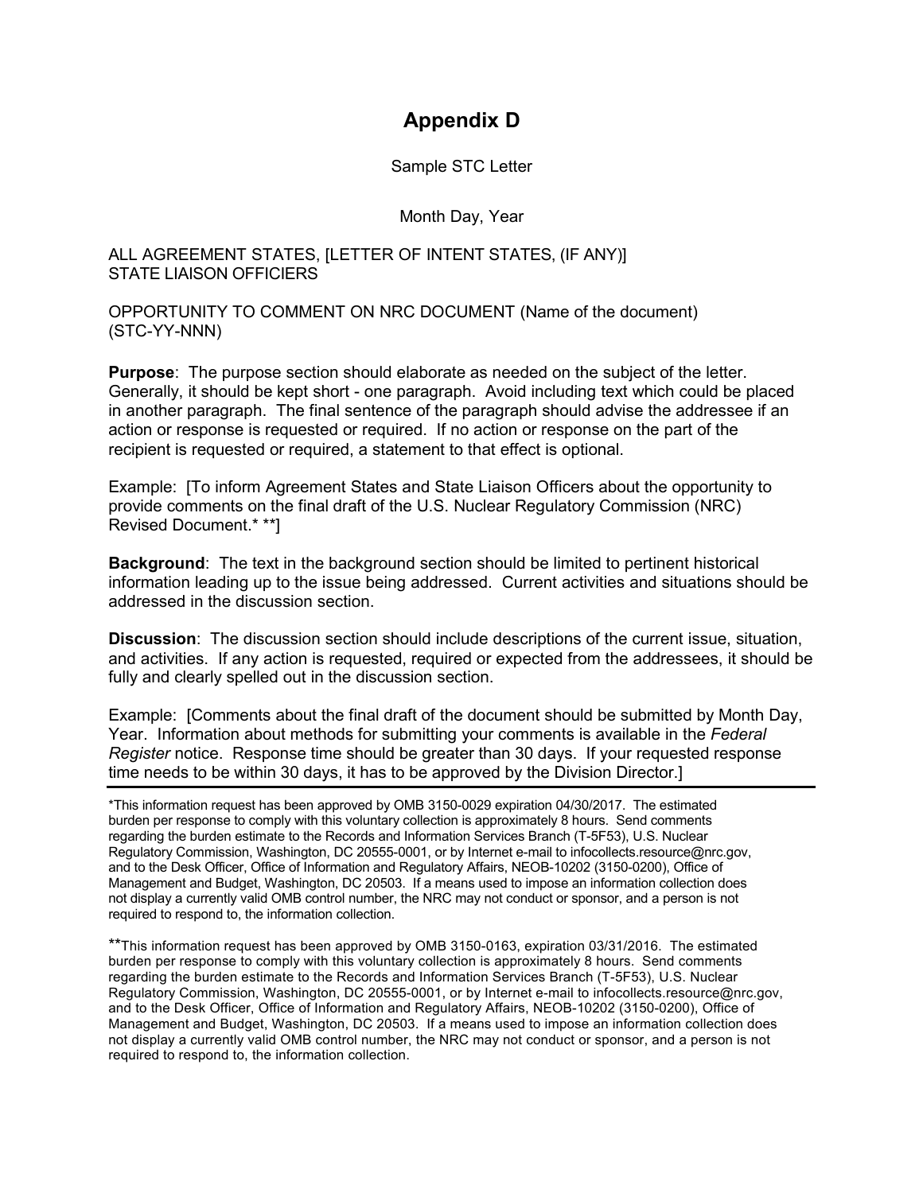# Appendix D

Sample STC Letter

Month Day, Year

ALL AGREEMENT STATES, [LETTER OF INTENT STATES, (IF ANY)]
STATE LIAISON OFFICIERS

OPPORTUNITY TO COMMENT ON NRC DOCUMENT (Name of the document)
(STC-YY-NNN)

**Purpose**: The purpose section should elaborate as needed on the subject of the letter. Generally, it should be kept short - one paragraph. Avoid including text which could be placed in another paragraph. The final sentence of the paragraph should advise the addressee if an action or response is requested or required. If no action or response on the part of the recipient is requested or required, a statement to that effect is optional.

Example: [To inform Agreement States and State Liaison Officers about the opportunity to provide comments on the final draft of the U.S. Nuclear Regulatory Commission (NRC) Revised Document.* **]

**Background**: The text in the background section should be limited to pertinent historical information leading up to the issue being addressed. Current activities and situations should be addressed in the discussion section.

**Discussion**: The discussion section should include descriptions of the current issue, situation, and activities. If any action is requested, required or expected from the addressees, it should be fully and clearly spelled out in the discussion section.

Example: [Comments about the final draft of the document should be submitted by Month Day, Year. Information about methods for submitting your comments is available in the *Federal Register* notice. Response time should be greater than 30 days. If your requested response time needs to be within 30 days, it has to be approved by the Division Director.]

---

*This information request has been approved by OMB 3150-0029 expiration 04/30/2017. The estimated burden per response to comply with this voluntary collection is approximately 8 hours. Send comments regarding the burden estimate to the Records and Information Services Branch (T-5F53), U.S. Nuclear Regulatory Commission, Washington, DC 20555-0001, or by Internet e-mail to infocollects.resource@nrc.gov, and to the Desk Officer, Office of Information and Regulatory Affairs, NEOB-10202 (3150-0200), Office of Management and Budget, Washington, DC 20503. If a means used to impose an information collection does not display a currently valid OMB control number, the NRC may not conduct or sponsor, and a person is not required to respond to, the information collection.

**This information request has been approved by OMB 3150-0163, expiration 03/31/2016. The estimated burden per response to comply with this voluntary collection is approximately 8 hours. Send comments regarding the burden estimate to the Records and Information Services Branch (T-5F53), U.S. Nuclear Regulatory Commission, Washington, DC 20555-0001, or by Internet e-mail to infocollects.resource@nrc.gov, and to the Desk Officer, Office of Information and Regulatory Affairs, NEOB-10202 (3150-0200), Office of Management and Budget, Washington, DC 20503. If a means used to impose an information collection does not display a currently valid OMB control number, the NRC may not conduct or sponsor, and a person is not required to respond to, the information collection.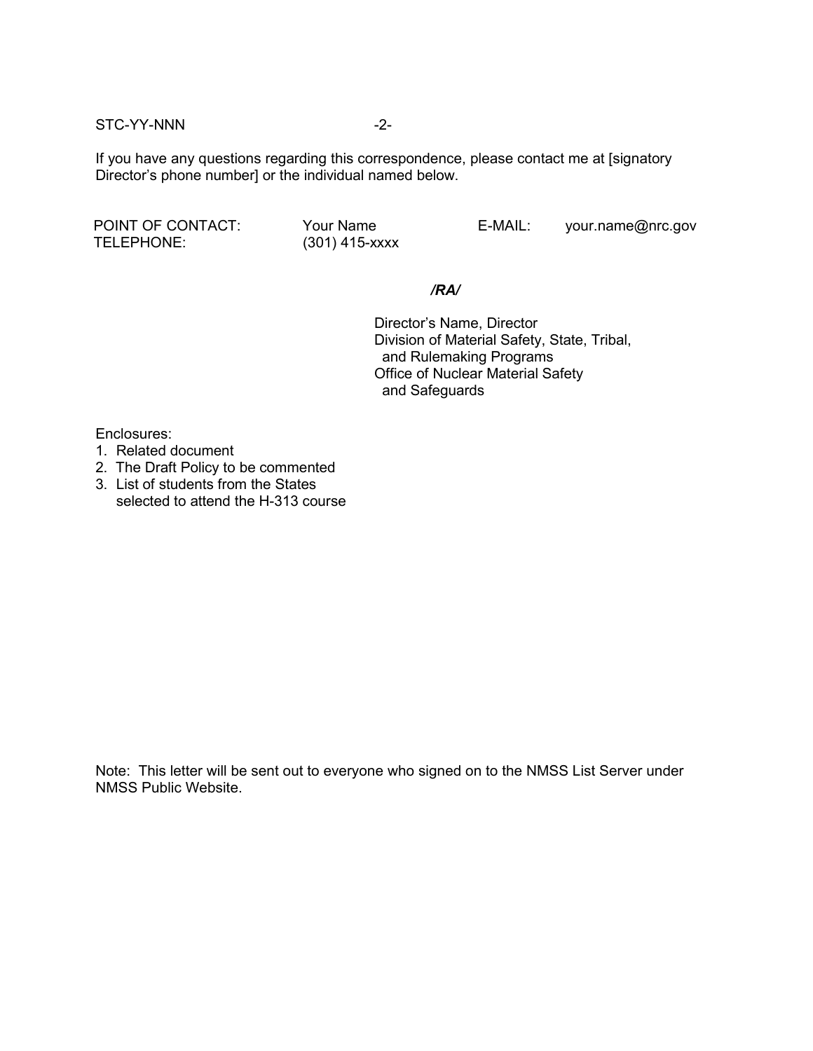If you have any questions regarding this correspondence, please contact me at [signatory Director's phone number] or the individual named below.

| POINT OF CONTACT: | Your Name | E-MAIL: | your.name@nrc.gov |
|---|---|---|---|
| TELEPHONE: | (301) 415-xxxx | | |

*/RA/*

Director's Name, Director
Division of Material Safety, State, Tribal,
and Rulemaking Programs
Office of Nuclear Material Safety
and Safeguards

Enclosures:
1. Related document
2. The Draft Policy to be commented
3. List of students from the States selected to attend the H-313 course

Note: This letter will be sent out to everyone who signed on to the NMSS List Server under NMSS Public Website.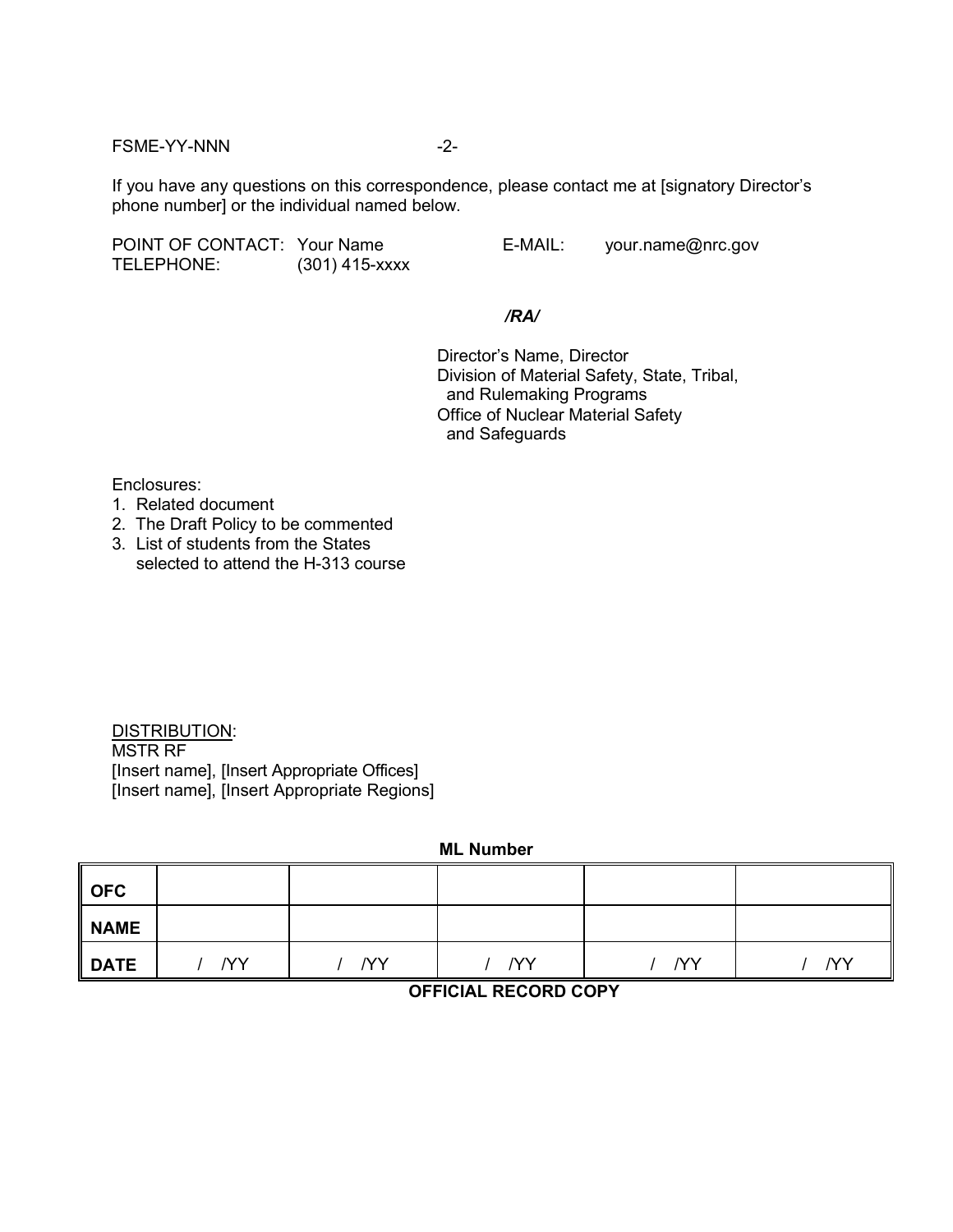FSME-YY-NNN

If you have any questions on this correspondence, please contact me at [signatory Director's phone number] or the individual named below.

POINT OF CONTACT: Your Name E-MAIL: your.name@nrc.gov
TELEPHONE: (301) 415-xxxx

*/RA/*

Director's Name, Director
Division of Material Safety, State, Tribal, and Rulemaking Programs
Office of Nuclear Material Safety and Safeguards

Enclosures:
1. Related document
2. The Draft Policy to be commented
3. List of students from the States selected to attend the H-313 course

DISTRIBUTION:
MSTR RF
[Insert name], [Insert Appropriate Offices]
[Insert name], [Insert Appropriate Regions]

**ML Number**

| **OFC** | | | | | |
|---|---|---|---|---|---|
| **NAME** | | | | | |
| **DATE** | / /YY | / /YY | / /YY | / /YY | / /YY |

**OFFICIAL RECORD COPY**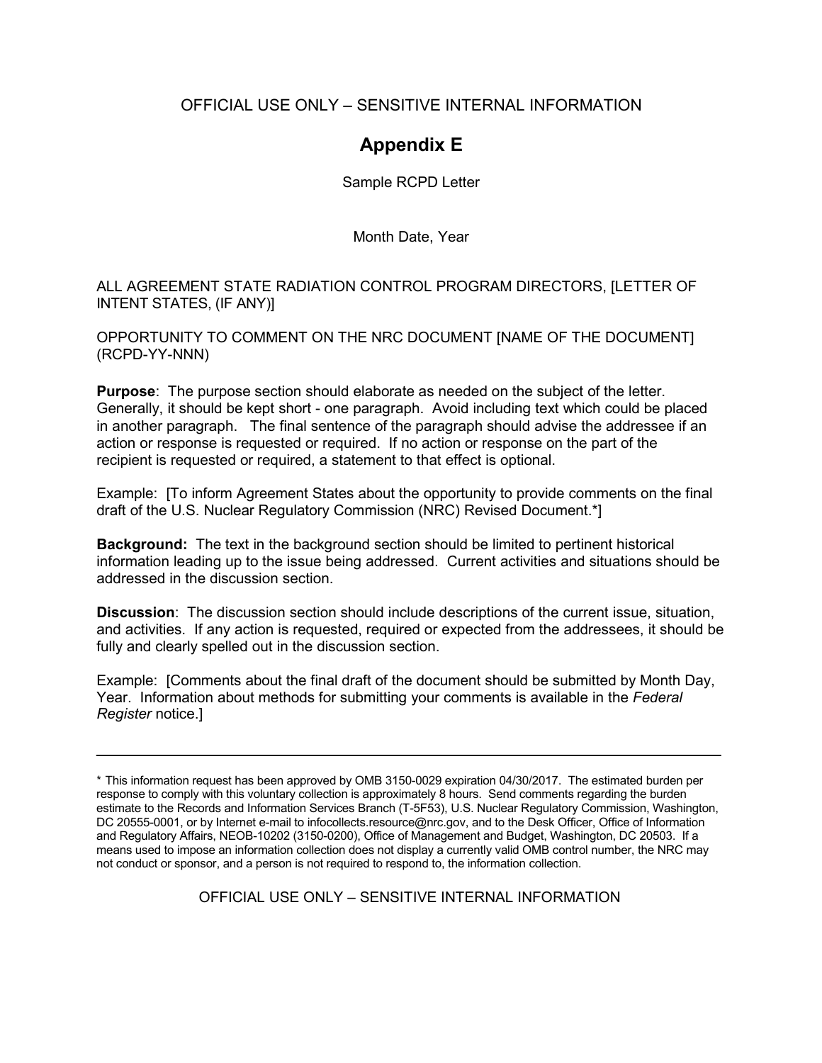# Appendix E

Sample RCPD Letter

Month Date, Year

ALL AGREEMENT STATE RADIATION CONTROL PROGRAM DIRECTORS, [LETTER OF INTENT STATES, (IF ANY)]

OPPORTUNITY TO COMMENT ON THE NRC DOCUMENT [NAME OF THE DOCUMENT] (RCPD-YY-NNN)

**Purpose**: The purpose section should elaborate as needed on the subject of the letter. Generally, it should be kept short - one paragraph. Avoid including text which could be placed in another paragraph. The final sentence of the paragraph should advise the addressee if an action or response is requested or required. If no action or response on the part of the recipient is requested or required, a statement to that effect is optional.

Example: [To inform Agreement States about the opportunity to provide comments on the final draft of the U.S. Nuclear Regulatory Commission (NRC) Revised Document.*]

**Background:** The text in the background section should be limited to pertinent historical information leading up to the issue being addressed. Current activities and situations should be addressed in the discussion section.

**Discussion**: The discussion section should include descriptions of the current issue, situation, and activities. If any action is requested, required or expected from the addressees, it should be fully and clearly spelled out in the discussion section.

Example: [Comments about the final draft of the document should be submitted by Month Day, Year. Information about methods for submitting your comments is available in the *Federal Register* notice.]

---

* This information request has been approved by OMB 3150-0029 expiration 04/30/2017. The estimated burden per response to comply with this voluntary collection is approximately 8 hours. Send comments regarding the burden estimate to the Records and Information Services Branch (T-5F53), U.S. Nuclear Regulatory Commission, Washington, DC 20555-0001, or by Internet e-mail to infocollects.resource@nrc.gov, and to the Desk Officer, Office of Information and Regulatory Affairs, NEOB-10202 (3150-0200), Office of Management and Budget, Washington, DC 20503. If a means used to impose an information collection does not display a currently valid OMB control number, the NRC may not conduct or sponsor, and a person is not required to respond to, the information collection.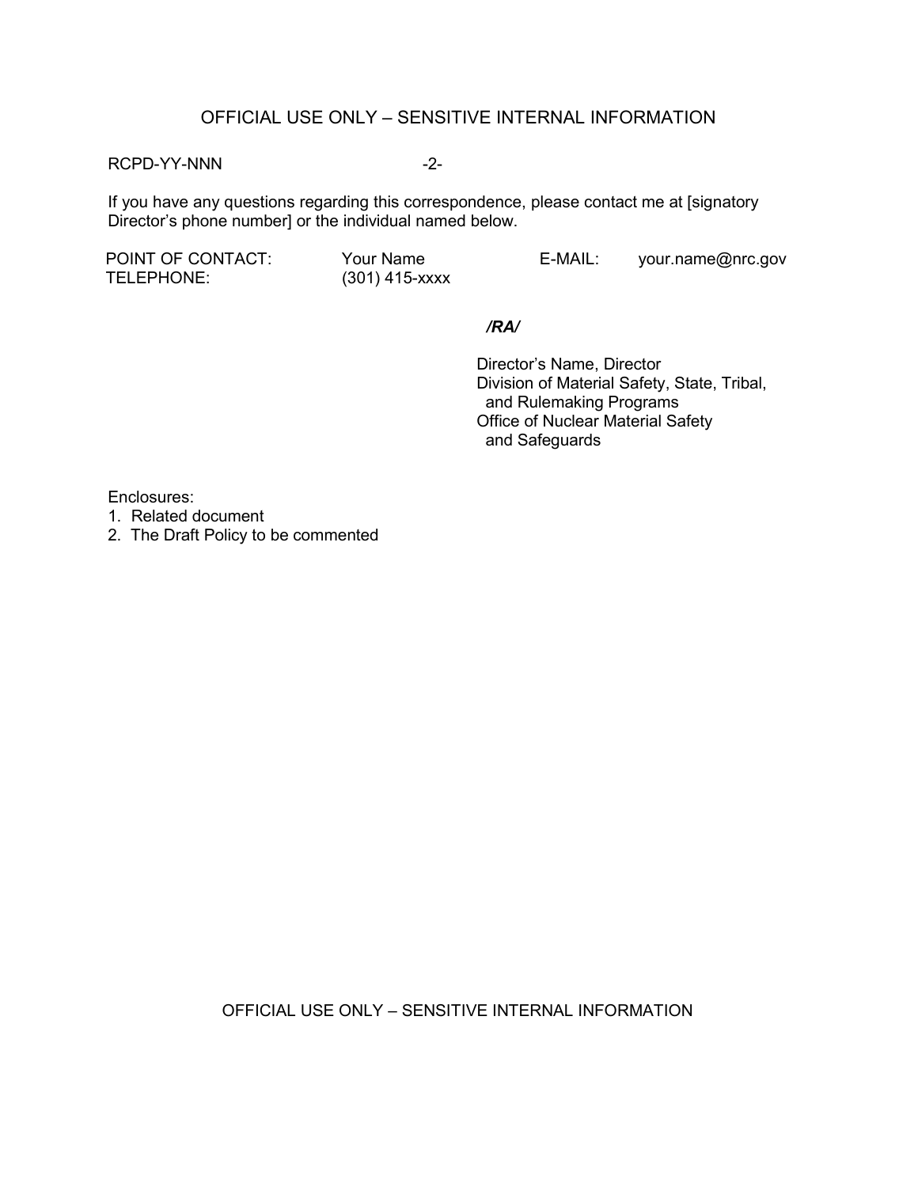If you have any questions regarding this correspondence, please contact me at [signatory Director's phone number] or the individual named below.

| POINT OF CONTACT: | Your Name | E-MAIL: | your.name@nrc.gov |
| --- | --- | --- | --- |
| TELEPHONE: | (301) 415-xxxx | | |

***/RA/***

Director's Name, Director
Division of Material Safety, State, Tribal,
and Rulemaking Programs
Office of Nuclear Material Safety
and Safeguards

Enclosures:
1. Related document
2. The Draft Policy to be commented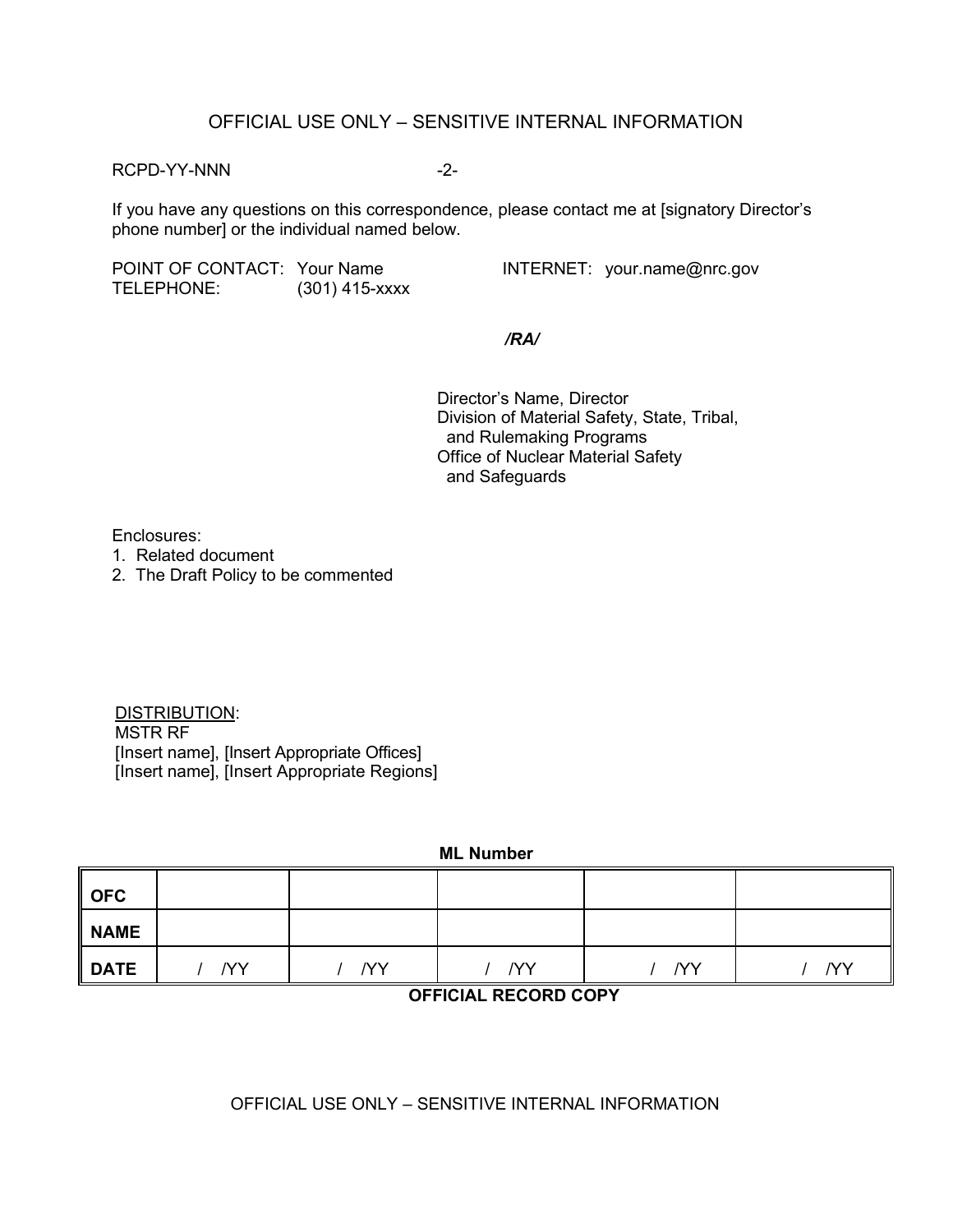OFFICIAL USE ONLY – SENSITIVE INTERNAL INFORMATION

RCPD-YY-NNN

If you have any questions on this correspondence, please contact me at [signatory Director's phone number] or the individual named below.

POINT OF CONTACT: Your Name  INTERNET: your.name@nrc.gov
TELEPHONE: (301) 415-xxxx

***/RA/***

Director's Name, Director
Division of Material Safety, State, Tribal, and Rulemaking Programs
Office of Nuclear Material Safety and Safeguards

Enclosures:
1. Related document
2. The Draft Policy to be commented

DISTRIBUTION:
MSTR RF
[Insert name], [Insert Appropriate Offices]
[Insert name], [Insert Appropriate Regions]

**ML Number**

| **OFC** | | | | | |
|---|---|---|---|---|---|
| **NAME** | | | | | |
| **DATE** | / /YY | / /YY | / /YY | / /YY | / /YY |

**OFFICIAL RECORD COPY**

OFFICIAL USE ONLY – SENSITIVE INTERNAL INFORMATION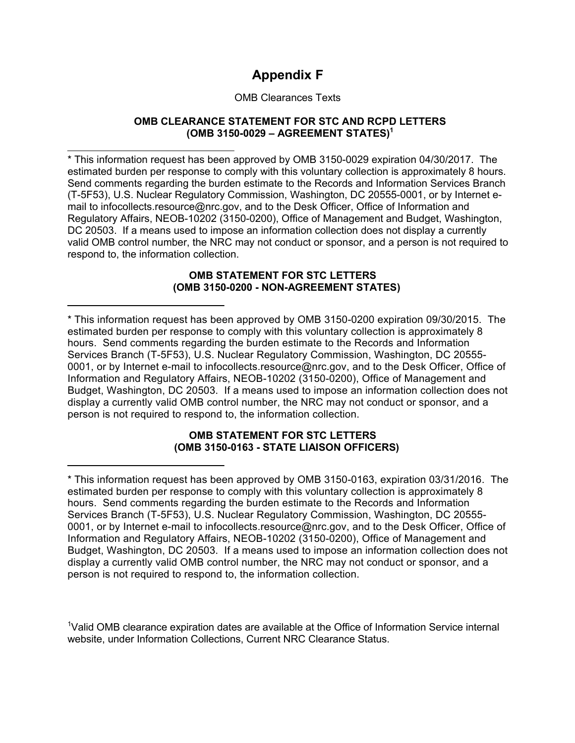# Appendix F

OMB Clearances Texts

**OMB CLEARANCE STATEMENT FOR STC AND RCPD LETTERS (OMB 3150-0029 – AGREEMENT STATES)[1]**

---

* This information request has been approved by OMB 3150-0029 expiration 04/30/2017. The estimated burden per response to comply with this voluntary collection is approximately 8 hours. Send comments regarding the burden estimate to the Records and Information Services Branch (T-5F53), U.S. Nuclear Regulatory Commission, Washington, DC 20555-0001, or by Internet e-mail to infocollects.resource@nrc.gov, and to the Desk Officer, Office of Information and Regulatory Affairs, NEOB-10202 (3150-0200), Office of Management and Budget, Washington, DC 20503. If a means used to impose an information collection does not display a currently valid OMB control number, the NRC may not conduct or sponsor, and a person is not required to respond to, the information collection.

**OMB STATEMENT FOR STC LETTERS (OMB 3150-0200 - NON-AGREEMENT STATES)**

---

* This information request has been approved by OMB 3150-0200 expiration 09/30/2015. The estimated burden per response to comply with this voluntary collection is approximately 8 hours. Send comments regarding the burden estimate to the Records and Information Services Branch (T-5F53), U.S. Nuclear Regulatory Commission, Washington, DC 20555-0001, or by Internet e-mail to infocollects.resource@nrc.gov, and to the Desk Officer, Office of Information and Regulatory Affairs, NEOB-10202 (3150-0200), Office of Management and Budget, Washington, DC 20503. If a means used to impose an information collection does not display a currently valid OMB control number, the NRC may not conduct or sponsor, and a person is not required to respond to, the information collection.

**OMB STATEMENT FOR STC LETTERS (OMB 3150-0163 - STATE LIAISON OFFICERS)**

---

* This information request has been approved by OMB 3150-0163, expiration 03/31/2016. The estimated burden per response to comply with this voluntary collection is approximately 8 hours. Send comments regarding the burden estimate to the Records and Information Services Branch (T-5F53), U.S. Nuclear Regulatory Commission, Washington, DC 20555-0001, or by Internet e-mail to infocollects.resource@nrc.gov, and to the Desk Officer, Office of Information and Regulatory Affairs, NEOB-10202 (3150-0200), Office of Management and Budget, Washington, DC 20503. If a means used to impose an information collection does not display a currently valid OMB control number, the NRC may not conduct or sponsor, and a person is not required to respond to, the information collection.

[1]Valid OMB clearance expiration dates are available at the Office of Information Service internal website, under Information Collections, Current NRC Clearance Status.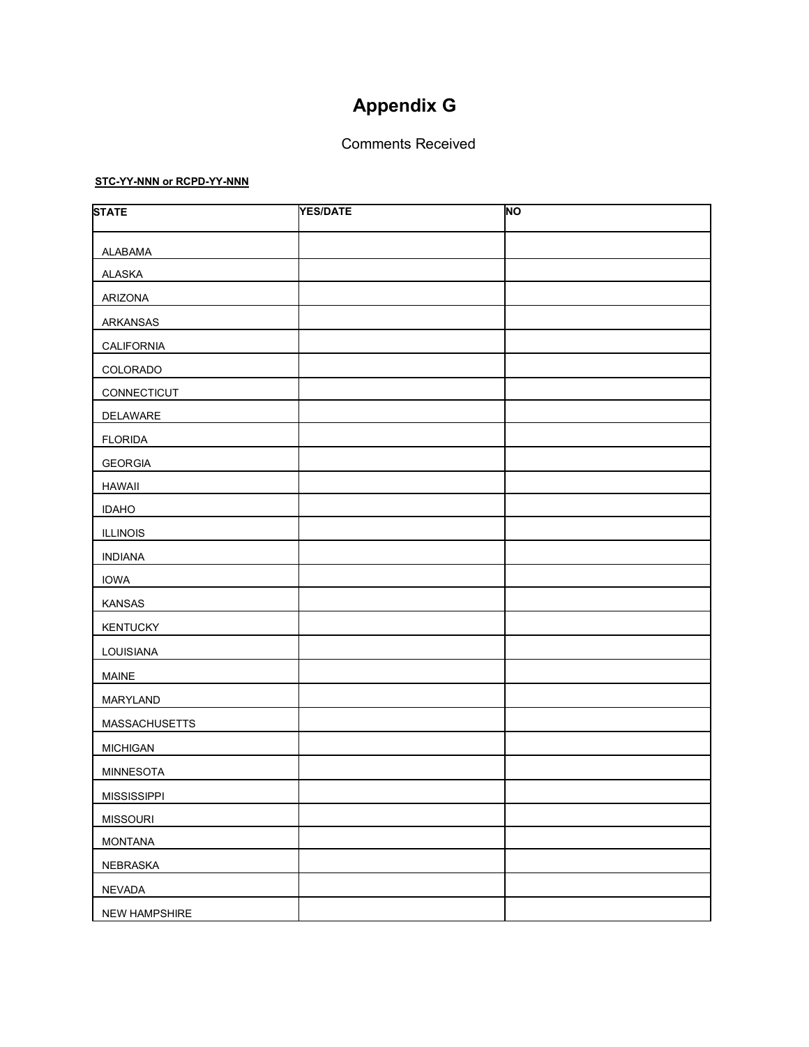# Appendix G

Comments Received

**STC-YY-NNN or RCPD-YY-NNN**

| STATE | YES/DATE | NO |
|---|---|---|
| ALABAMA | | |
| ALASKA | | |
| ARIZONA | | |
| ARKANSAS | | |
| CALIFORNIA | | |
| COLORADO | | |
| CONNECTICUT | | |
| DELAWARE | | |
| FLORIDA | | |
| GEORGIA | | |
| HAWAII | | |
| IDAHO | | |
| ILLINOIS | | |
| INDIANA | | |
| IOWA | | |
| KANSAS | | |
| KENTUCKY | | |
| LOUISIANA | | |
| MAINE | | |
| MARYLAND | | |
| MASSACHUSETTS | | |
| MICHIGAN | | |
| MINNESOTA | | |
| MISSISSIPPI | | |
| MISSOURI | | |
| MONTANA | | |
| NEBRASKA | | |
| NEVADA | | |
| NEW HAMPSHIRE | | |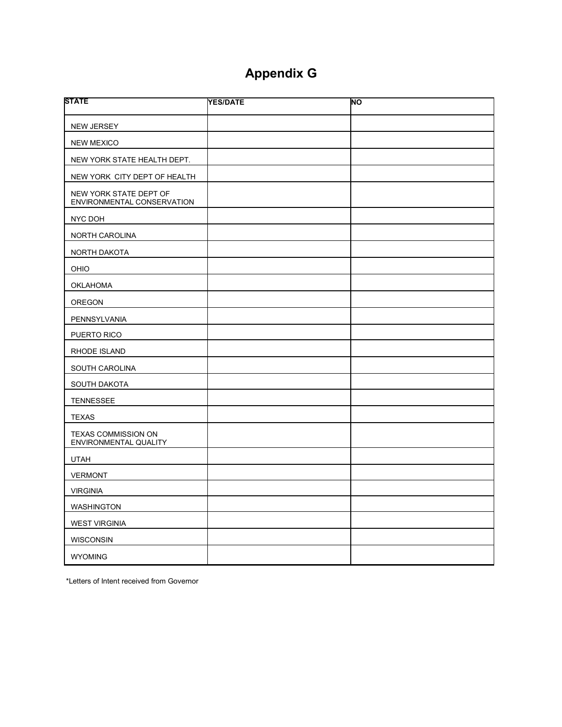# Appendix G

| STATE | YES/DATE | NO |
|---|---|---|
| NEW JERSEY | | |
| NEW MEXICO | | |
| NEW YORK STATE HEALTH DEPT. | | |
| NEW YORK CITY DEPT OF HEALTH | | |
| NEW YORK STATE DEPT OF ENVIRONMENTAL CONSERVATION | | |
| NYC DOH | | |
| NORTH CAROLINA | | |
| NORTH DAKOTA | | |
| OHIO | | |
| OKLAHOMA | | |
| OREGON | | |
| PENNSYLVANIA | | |
| PUERTO RICO | | |
| RHODE ISLAND | | |
| SOUTH CAROLINA | | |
| SOUTH DAKOTA | | |
| TENNESSEE | | |
| TEXAS | | |
| TEXAS COMMISSION ON ENVIRONMENTAL QUALITY | | |
| UTAH | | |
| VERMONT | | |
| VIRGINIA | | |
| WASHINGTON | | |
| WEST VIRGINIA | | |
| WISCONSIN | | |
| WYOMING | | |

*Letters of Intent received from Governor